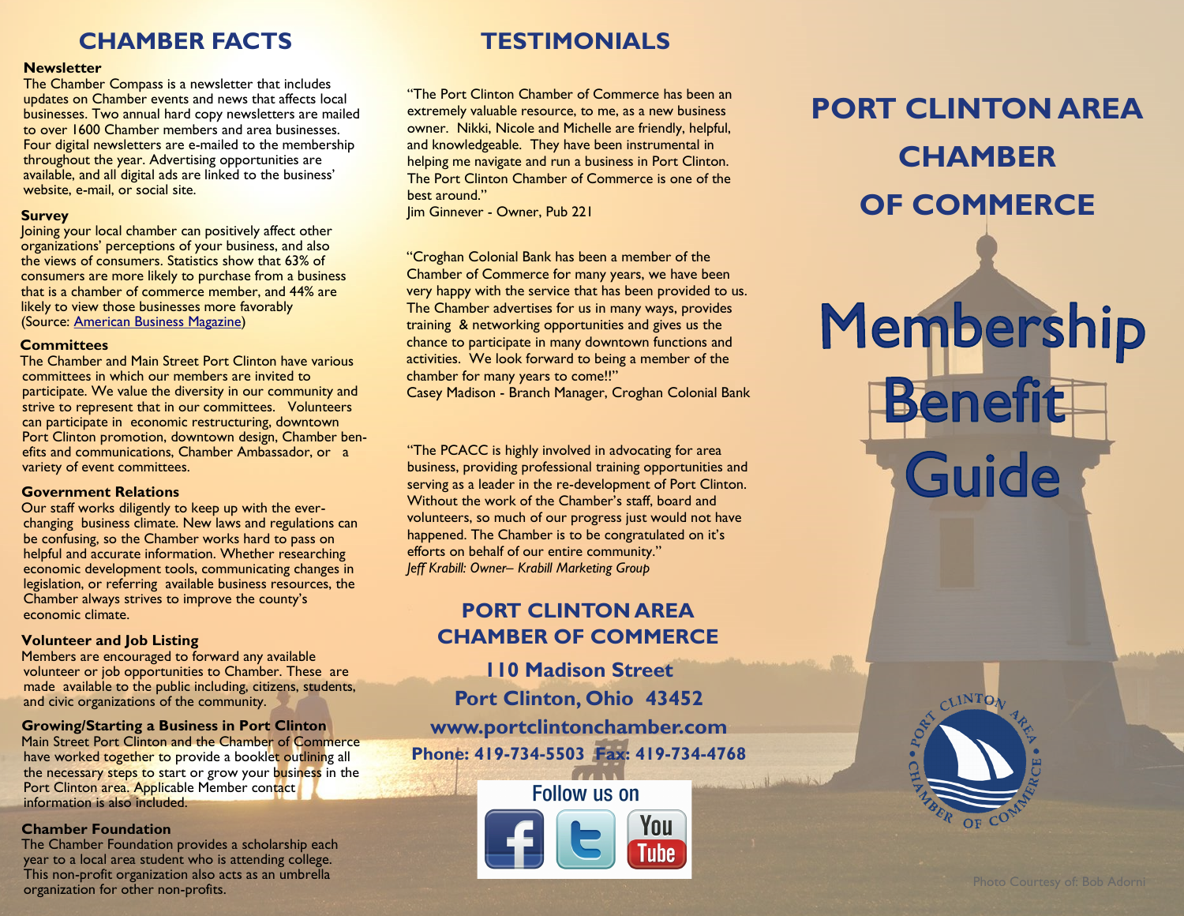## CHAMBER FACTS

**Newsletter**

The Chamber Compass is a newsletter that includes updates on Chamber events and news that affects local businesses. Two annual hard copy newsletters are mailed to over 1600 Chamber members and area businesses. Four digital newsletters are e-mailed to the membership throughout the year. Advertising opportunities are available, and all digital ads are linked to the business' website, e-mail, or social site.

**Survey**

Joining your local chamber can positively affect other organizations' perceptions of your business, and also the views of consumers. Statistics show that 63% of consumers are more likely to purchase from a business that is a chamber of commerce member, and 44% are likely to view those businesses more favorably (Source: American Business Magazine)

**Committees**

The Chamber and Main Street Port Clinton have various committees in which our members are invited to participate. We value the diversity in our community and strive to represent that in our committees. Volunteers can participate in economic restructuring, downtown Port Clinton promotion, downtown design, Chamber benefits and communications, Chamber Ambassador, or a variety of event committees.

**Government Relations**

Our staff works diligently to keep up with the ever-changing business climate. New laws and regulations can be confusing, so the Chamber works hard to pass on helpful and accurate information. Whether researching economic development tools, communicating changes in legislation, or referring available business resources, the Chamber always strives to improve the county's economic climate.

**Volunteer and Job Listing**

Members are encouraged to forward any available volunteer or job opportunities to Chamber. These are made available to the public including, citizens, students, and civic organizations of the community.

**Growing/Starting a Business in Port Clinton**

Main Street Port Clinton and the Chamber of Commerce have worked together to provide a booklet outlining all the necessary steps to start or grow your business in the Port Clinton area. Applicable Member contact information is also included.

**Chamber Foundation**

The Chamber Foundation provides a scholarship each year to a local area student who is attending college. This non-profit organization also acts as an umbrella organization for other non-profits.

## TESTIMONIALS

"The Port Clinton Chamber of Commerce has been an extremely valuable resource, to me, as a new business owner. Nikki, Nicole and Michelle are friendly, helpful, and knowledgeable. They have been instrumental in helping me navigate and run a business in Port Clinton. The Port Clinton Chamber of Commerce is one of the best around."
Jim Ginnever - Owner, Pub 221

"Croghan Colonial Bank has been a member of the Chamber of Commerce for many years, we have been very happy with the service that has been provided to us. The Chamber advertises for us in many ways, provides training & networking opportunities and gives us the chance to participate in many downtown functions and activities. We look forward to being a member of the chamber for many years to come!!"
Casey Madison - Branch Manager, Croghan Colonial Bank

"The PCACC is highly involved in advocating for area business, providing professional training opportunities and serving as a leader in the re-development of Port Clinton. Without the work of the Chamber's staff, board and volunteers, so much of our progress just would not have happened. The Chamber is to be congratulated on it's efforts on behalf of our entire community."
*Jeff Krabill: Owner– Krabill Marketing Group*

**PORT CLINTON AREA CHAMBER OF COMMERCE**

**110 Madison Street**
**Port Clinton, Ohio 43452**
**www.portclintonchamber.com**
**Phone: 419-734-5503 Fax: 419-734-4768**

Follow us on

# PORT CLINTON AREA CHAMBER OF COMMERCE

# Membership Benefit Guide

PORT CLINTON AREA CHAMBER OF COMMERCE

Photo Courtesy of: Bob Adorni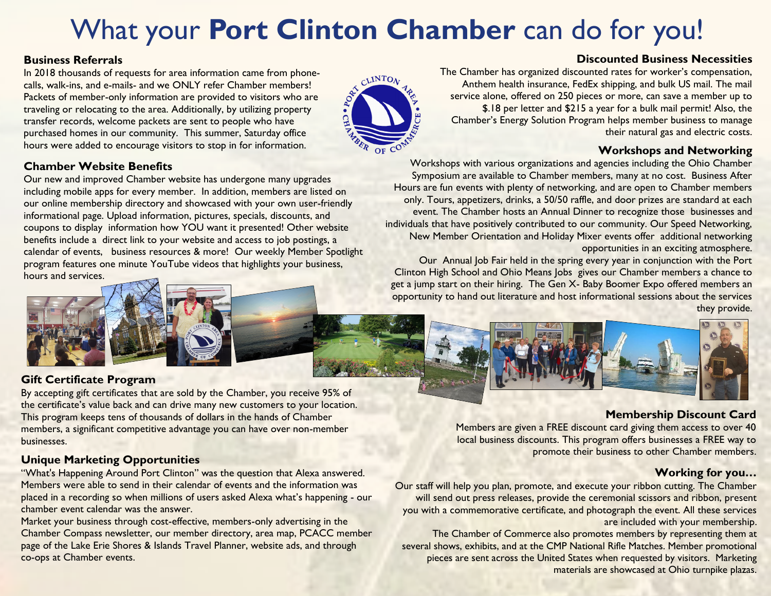# What your **Port Clinton Chamber** can do for you!

## Business Referrals

In 2018 thousands of requests for area information came from phone-calls, walk-ins, and e-mails- and we ONLY refer Chamber members! Packets of member-only information are provided to visitors who are traveling or relocating to the area. Additionally, by utilizing property transfer records, welcome packets are sent to people who have purchased homes in our community. This summer, Saturday office hours were added to encourage visitors to stop in for information.

## Chamber Website Benefits

Our new and improved Chamber website has undergone many upgrades including mobile apps for every member. In addition, members are listed on our online membership directory and showcased with your own user-friendly informational page. Upload information, pictures, specials, discounts, and coupons to display information how YOU want it presented! Other website benefits include a direct link to your website and access to job postings, a calendar of events, business resources & more! Our weekly Member Spotlight program features one minute YouTube videos that highlights your business, hours and services.

## Discounted Business Necessities

The Chamber has organized discounted rates for worker's compensation, Anthem health insurance, FedEx shipping, and bulk US mail. The mail service alone, offered on 250 pieces or more, can save a member up to $.18 per letter and $215 a year for a bulk mail permit! Also, the Chamber's Energy Solution Program helps member business to manage their natural gas and electric costs.

## Workshops and Networking

Workshops with various organizations and agencies including the Ohio Chamber Symposium are available to Chamber members, many at no cost. Business After Hours are fun events with plenty of networking, and are open to Chamber members only. Tours, appetizers, drinks, a 50/50 raffle, and door prizes are standard at each event. The Chamber hosts an Annual Dinner to recognize those businesses and individuals that have positively contributed to our community. Our Speed Networking, New Member Orientation and Holiday Mixer events offer additional networking opportunities in an exciting atmosphere.

Our Annual Job Fair held in the spring every year in conjunction with the Port Clinton High School and Ohio Means Jobs gives our Chamber members a chance to get a jump start on their hiring. The Gen X- Baby Boomer Expo offered members an opportunity to hand out literature and host informational sessions about the services they provide.

## Gift Certificate Program

By accepting gift certificates that are sold by the Chamber, you receive 95% of the certificate's value back and can drive many new customers to your location. This program keeps tens of thousands of dollars in the hands of Chamber members, a significant competitive advantage you can have over non-member businesses.

## Unique Marketing Opportunities

"What's Happening Around Port Clinton" was the question that Alexa answered. Members were able to send in their calendar of events and the information was placed in a recording so when millions of users asked Alexa what's happening - our chamber event calendar was the answer.

Market your business through cost-effective, members-only advertising in the Chamber Compass newsletter, our member directory, area map, PCACC member page of the Lake Erie Shores & Islands Travel Planner, website ads, and through co-ops at Chamber events.

## Membership Discount Card

Members are given a FREE discount card giving them access to over 40 local business discounts. This program offers businesses a FREE way to promote their business to other Chamber members.

## Working for you…

Our staff will help you plan, promote, and execute your ribbon cutting. The Chamber will send out press releases, provide the ceremonial scissors and ribbon, present you with a commemorative certificate, and photograph the event. All these services are included with your membership.

The Chamber of Commerce also promotes members by representing them at several shows, exhibits, and at the CMP National Rifle Matches. Member promotional pieces are sent across the United States when requested by visitors. Marketing materials are showcased at Ohio turnpike plazas.